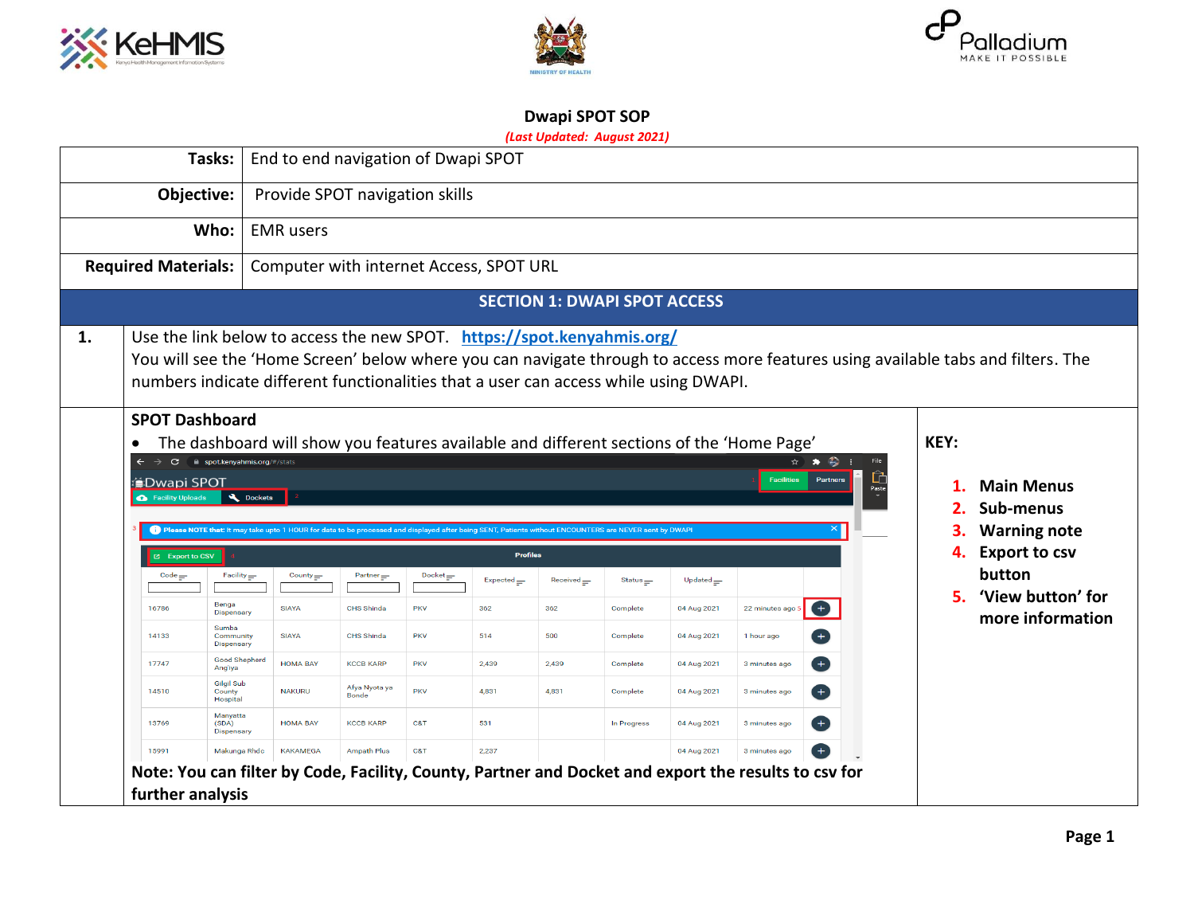# Dwapi SPOT SOP

*(Last Updated: August 2021)*

| | |
|---|---|
| **Tasks:** | End to end navigation of Dwapi SPOT |
| **Objective:** | Provide SPOT navigation skills |
| **Who:** | EMR users |
| **Required Materials:** | Computer with internet Access, SPOT URL |

## SECTION 1: DWAPI SPOT ACCESS

**1.** Use the link below to access the new SPOT. [https://spot.kenyahmis.org/](https://spot.kenyahmis.org/)

You will see the 'Home Screen' below where you can navigate through to access more features using available tabs and filters. The numbers indicate different functionalities that a user can access while using DWAPI.

### SPOT Dashboard

- The dashboard will show you features available and different sections of the 'Home Page'

**Note: You can filter by Code, Facility, County, Partner and Docket and export the results to csv for further analysis**

**KEY:**

1. **Main Menus**
2. **Sub-menus**
3. **Warning note**
4. **Export to csv button**
5. **'View button' for more information**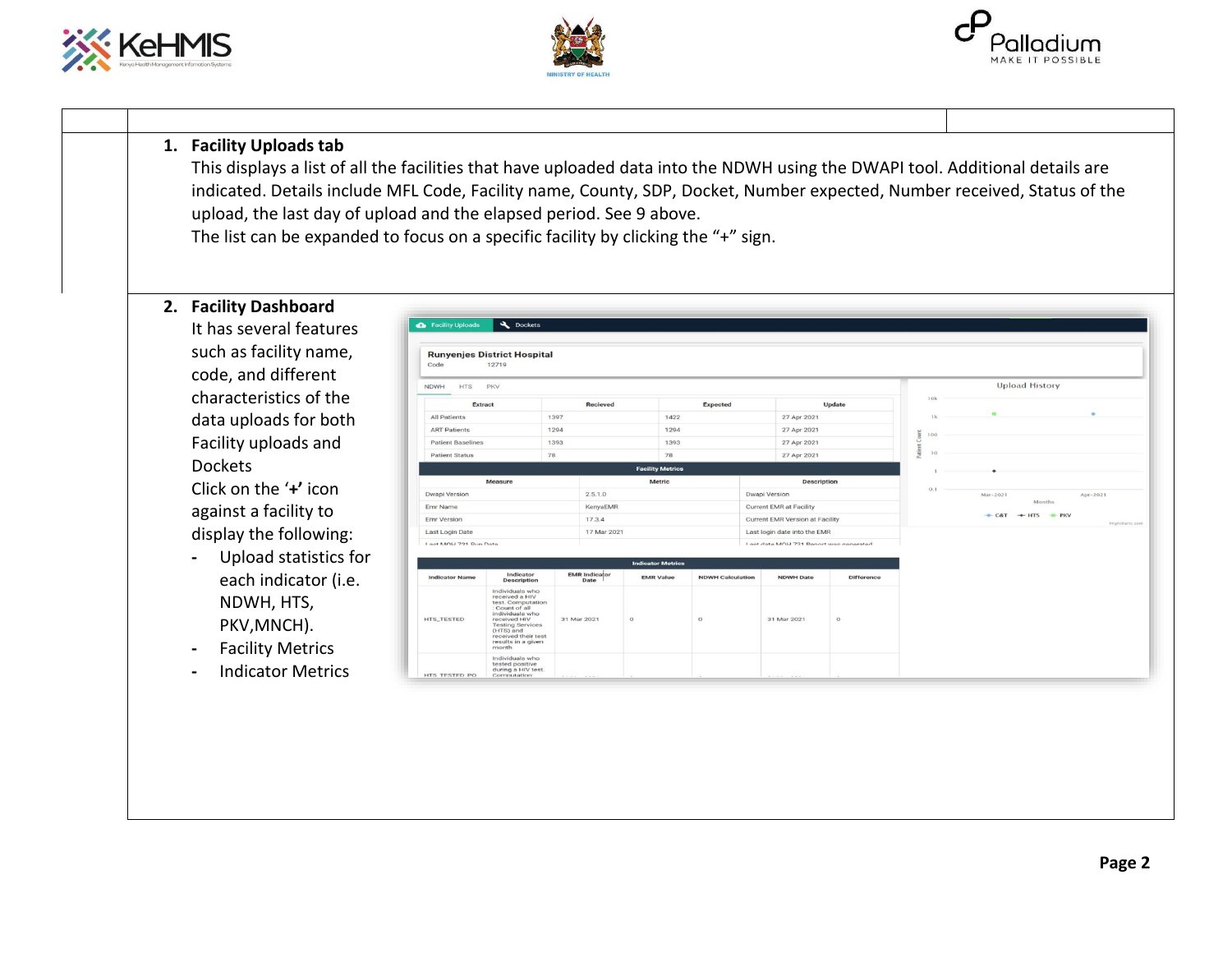1. **Facility Uploads tab**

   This displays a list of all the facilities that have uploaded data into the NDWH using the DWAPI tool. Additional details are indicated. Details include MFL Code, Facility name, County, SDP, Docket, Number expected, Number received, Status of the upload, the last day of upload and the elapsed period. See 9 above.

   The list can be expanded to focus on a specific facility by clicking the "+" sign.

2. **Facility Dashboard**

   It has several features such as facility name, code, and different characteristics of the data uploads for both Facility uploads and Dockets

   Click on the '**+**' icon against a facility to display the following:

   - Upload statistics for each indicator (i.e. NDWH, HTS, PKV,MNCH).
   - Facility Metrics
   - Indicator Metrics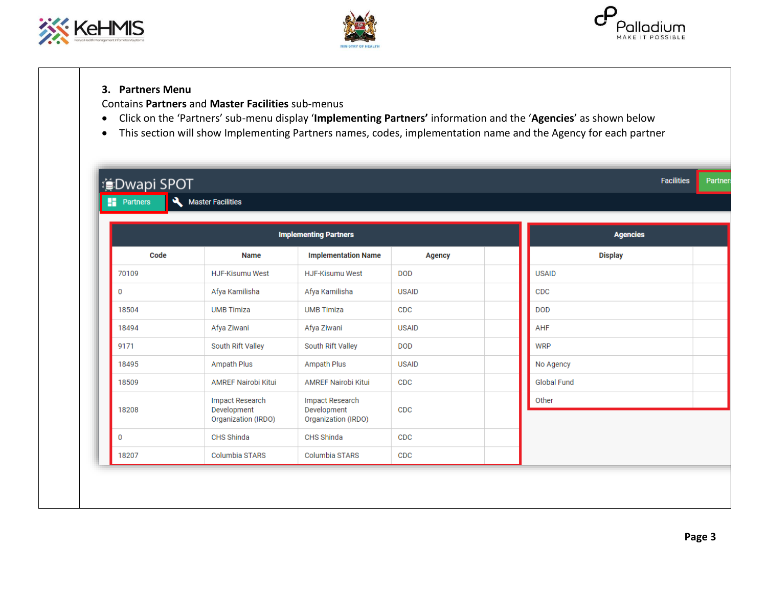### 3. Partners Menu

Contains **Partners** and **Master Facilities** sub-menus

- Click on the 'Partners' sub-menu display '**Implementing Partners'** information and the '**Agencies**' as shown below
- This section will show Implementing Partners names, codes, implementation name and the Agency for each partner

Dwapi SPOT — Facilities | Partners

Partners | Master Facilities

**Implementing Partners**

| Code | Name | Implementation Name | Agency |
|---|---|---|---|
| 70109 | HJF-Kisumu West | HJF-Kisumu West | DOD |
| 0 | Afya Kamilisha | Afya Kamilisha | USAID |
| 18504 | UMB Timiza | UMB Timiza | CDC |
| 18494 | Afya Ziwani | Afya Ziwani | USAID |
| 9171 | South Rift Valley | South Rift Valley | DOD |
| 18495 | Ampath Plus | Ampath Plus | USAID |
| 18509 | AMREF Nairobi Kitui | AMREF Nairobi Kitui | CDC |
| 18208 | Impact Research Development Organization (IRDO) | Impact Research Development Organization (IRDO) | CDC |
| 0 | CHS Shinda | CHS Shinda | CDC |
| 18207 | Columbia STARS | Columbia STARS | CDC |

**Agencies**

| Display |
|---|
| USAID |
| CDC |
| DOD |
| AHF |
| WRP |
| No Agency |
| Global Fund |
| Other |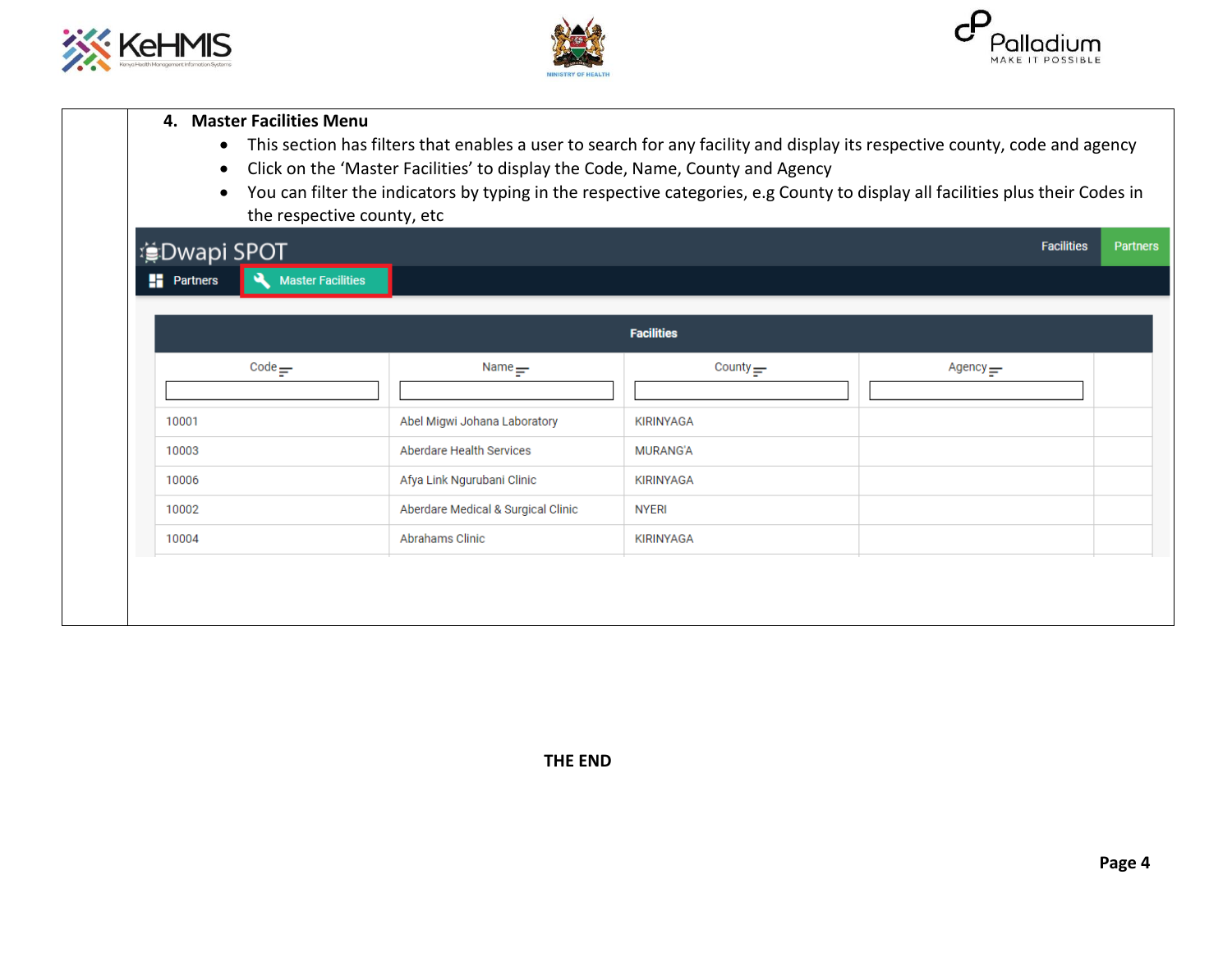## 4. Master Facilities Menu

- This section has filters that enables a user to search for any facility and display its respective county, code and agency
- Click on the 'Master Facilities' to display the Code, Name, County and Agency
- You can filter the indicators by typing in the respective categories, e.g County to display all facilities plus their Codes in the respective county, etc

Dwapi SPOT

Facilities Partners

Partners Master Facilities

Facilities

| Code | Name | County | Agency |
|---|---|---|---|
| 10001 | Abel Migwi Johana Laboratory | KIRINYAGA | |
| 10003 | Aberdare Health Services | MURANG'A | |
| 10006 | Afya Link Ngurubani Clinic | KIRINYAGA | |
| 10002 | Aberdare Medical & Surgical Clinic | NYERI | |
| 10004 | Abrahams Clinic | KIRINYAGA | |

**THE END**